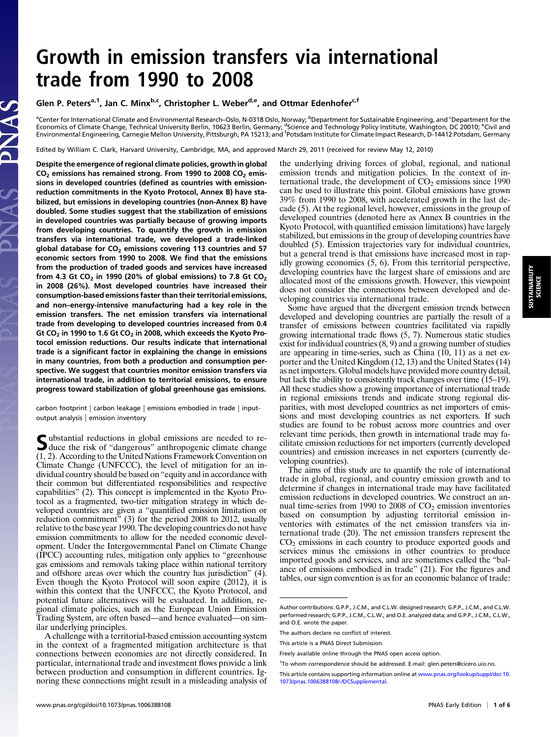# Growth in emission transfers via international trade from 1990 to 2008

Glen P. Peters[a,1], Jan C. Minx[b,c], Christopher L. Weber[d,e], and Ottmar Edenhofer[c,f]

[a]Center for International Climate and Environmental Research–Oslo, N-0318 Oslo, Norway; [b]Department for Sustainable Engineering, and [c]Department for the Economics of Climate Change, Technical University Berlin, 10623 Berlin, Germany; [d]Science and Technology Policy Institute, Washington, DC 20010; [e]Civil and Environmental Engineering, Carnegie Mellon University, Pittsburgh, PA 15213; and [f]Potsdam Institute for Climate Impact Research, D-14412 Potsdam, Germany

Edited by William C. Clark, Harvard University, Cambridge, MA, and approved March 29, 2011 (received for review May 12, 2010)

**Despite the emergence of regional climate policies, growth in global $CO_2$ emissions has remained strong. From 1990 to 2008 $CO_2$ emissions in developed countries (defined as countries with emission-reduction commitments in the Kyoto Protocol, Annex B) have stabilized, but emissions in developing countries (non-Annex B) have doubled. Some studies suggest that the stabilization of emissions in developed countries was partially because of growing imports from developing countries. To quantify the growth in emission transfers via international trade, we developed a trade-linked global database for $CO_2$ emissions covering 113 countries and 57 economic sectors from 1990 to 2008. We find that the emissions from the production of traded goods and services have increased from 4.3 Gt $CO_2$ in 1990 (20% of global emissions) to 7.8 Gt $CO_2$ in 2008 (26%). Most developed countries have increased their consumption-based emissions faster than their territorial emissions, and non–energy-intensive manufacturing had a key role in the emission transfers. The net emission transfers via international trade from developing to developed countries increased from 0.4 Gt $CO_2$ in 1990 to 1.6 Gt $CO_2$ in 2008, which exceeds the Kyoto Protocol emission reductions. Our results indicate that international trade is a significant factor in explaining the change in emissions in many countries, from both a production and consumption perspective. We suggest that countries monitor emission transfers via international trade, in addition to territorial emissions, to ensure progress toward stabilization of global greenhouse gas emissions.**

carbon footprint | carbon leakage | emissions embodied in trade | input-output analysis | emission inventory

Substantial reductions in global emissions are needed to reduce the risk of "dangerous" anthropogenic climate change (1, 2). According to the United Nations Framework Convention on Climate Change (UNFCCC), the level of mitigation for an individual country should be based on "equity and in accordance with their common but differentiated responsibilities and respective capabilities" (2). This concept is implemented in the Kyoto Protocol as a fragmented, two-tier mitigation strategy in which developed countries are given a "quantified emission limitation or reduction commitment" (3) for the period 2008 to 2012, usually relative to the base year 1990. The developing countries do not have emission commitments to allow for the needed economic development. Under the Intergovernmental Panel on Climate Change (IPCC) accounting rules, mitigation only applies to "greenhouse gas emissions and removals taking place within national territory and offshore areas over which the country has jurisdiction" (4). Even though the Kyoto Protocol will soon expire (2012), it is within this context that the UNFCCC, the Kyoto Protocol, and potential future alternatives will be evaluated. In addition, regional climate policies, such as the European Union Emission Trading System, are often based—and hence evaluated—on similar underlying principles.

A challenge with a territorial-based emission accounting system in the context of a fragmented mitigation architecture is that connections between economies are not directly considered. In particular, international trade and investment flows provide a link between production and consumption in different countries. Ignoring these connections might result in a misleading analysis of the underlying driving forces of global, regional, and national emission trends and mitigation policies. In the context of international trade, the development of $CO_2$ emissions since 1990 can be used to illustrate this point. Global emissions have grown 39% from 1990 to 2008, with accelerated growth in the last decade (5). At the regional level, however, emissions in the group of developed countries (denoted here as Annex B countries in the Kyoto Protocol, with quantified emission limitations) have largely stabilized, but emissions in the group of developing countries have doubled (5). Emission trajectories vary for individual countries, but a general trend is that emissions have increased most in rapidly growing economies (5, 6). From this territorial perspective, developing countries have the largest share of emissions and are allocated most of the emissions growth. However, this viewpoint does not consider the connections between developed and developing countries via international trade.

Some have argued that the divergent emission trends between developed and developing countries are partially the result of a transfer of emissions between countries facilitated via rapidly growing international trade flows (5, 7). Numerous static studies exist for individual countries (8, 9) and a growing number of studies are appearing in time-series, such as China (10, 11) as a net exporter and the United Kingdom (12, 13) and the United States (14) as net importers. Global models have provided more country detail, but lack the ability to consistently track changes over time (15–19). All these studies show a growing importance of international trade in regional emissions trends and indicate strong regional disparities, with most developed countries as net importers of emissions and most developing countries as net exporters. If such studies are found to be robust across more countries and over relevant time periods, then growth in international trade may facilitate emission reductions for net importers (currently developed countries) and emission increases in net exporters (currently developing countries).

The aims of this study are to quantify the role of international trade in global, regional, and country emission growth and to determine if changes in international trade may have facilitated emission reductions in developed countries. We construct an annual time-series from 1990 to 2008 of $CO_2$ emission inventories based on consumption by adjusting territorial emission inventories with estimates of the net emission transfers via international trade (20). The net emission transfers represent the $CO_2$ emissions in each country to produce exported goods and services minus the emissions in other countries to produce imported goods and services, and are sometimes called the "balance of emissions embodied in trade" (21). For the figures and tables, our sign convention is as for an economic balance of trade:

---

Author contributions: G.P.P., J.C.M., and C.L.W. designed research; G.P.P., J.C.M., and C.L.W. performed research; G.P.P., J.C.M., C.L.W., and O.E. analyzed data; and G.P.P., J.C.M., C.L.W., and O.E. wrote the paper.

The authors declare no conflict of interest.

This article is a PNAS Direct Submission.

Freely available online through the PNAS open access option.

[1]To whom correspondence should be addressed. E-mail: glen.peters@cicero.uio.no.

This article contains supporting information online at www.pnas.org/lookup/suppl/doi:10.1073/pnas.1006388108/-/DCSupplemental.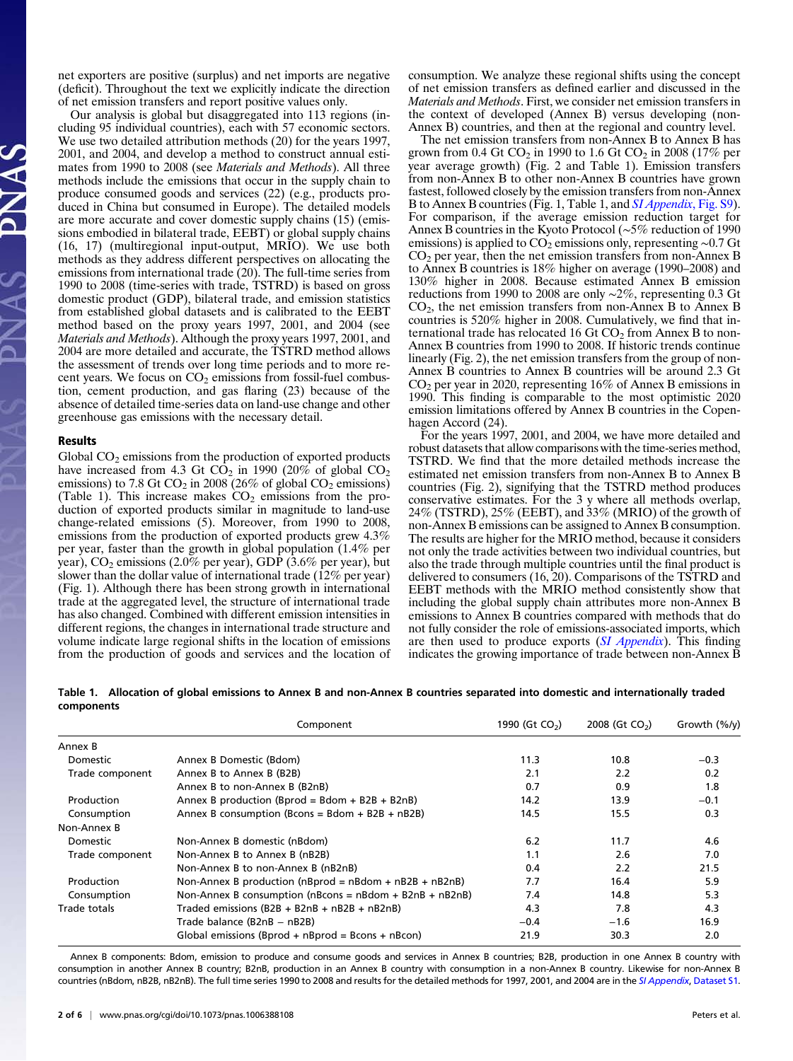net exporters are positive (surplus) and net imports are negative (deficit). Throughout the text we explicitly indicate the direction of net emission transfers and report positive values only.

Our analysis is global but disaggregated into 113 regions (including 95 individual countries), each with 57 economic sectors. We use two detailed attribution methods (20) for the years 1997, 2001, and 2004, and develop a method to construct annual estimates from 1990 to 2008 (see *Materials and Methods*). All three methods include the emissions that occur in the supply chain to produce consumed goods and services (22) (e.g., products produced in China but consumed in Europe). The detailed models are more accurate and cover domestic supply chains (15) (emissions embodied in bilateral trade, EEBT) or global supply chains (16, 17) (multiregional input-output, MRIO). We use both methods as they address different perspectives on allocating the emissions from international trade (20). The full-time series from 1990 to 2008 (time-series with trade, TSTRD) is based on gross domestic product (GDP), bilateral trade, and emission statistics from established global datasets and is calibrated to the EEBT method based on the proxy years 1997, 2001, and 2004 (see *Materials and Methods*). Although the proxy years 1997, 2001, and 2004 are more detailed and accurate, the TSTRD method allows the assessment of trends over long time periods and to more recent years. We focus on $CO_2$ emissions from fossil-fuel combustion, cement production, and gas flaring (23) because of the absence of detailed time-series data on land-use change and other greenhouse gas emissions with the necessary detail.

## Results

Global $CO_2$ emissions from the production of exported products have increased from 4.3 Gt $CO_2$ in 1990 (20% of global $CO_2$ emissions) to 7.8 Gt $CO_2$ in 2008 (26% of global $CO_2$ emissions) (Table 1). This increase makes $CO_2$ emissions from the production of exported products similar in magnitude to land-use change-related emissions (5). Moreover, from 1990 to 2008, emissions from the production of exported products grew 4.3% per year, faster than the growth in global population (1.4% per year), $CO_2$ emissions (2.0% per year), GDP (3.6% per year), but slower than the dollar value of international trade (12% per year) (Fig. 1). Although there has been strong growth in international trade at the aggregated level, the structure of international trade has also changed. Combined with different emission intensities in different regions, the changes in international trade structure and volume indicate large regional shifts in the location of emissions from the production of goods and services and the location of consumption. We analyze these regional shifts using the concept of net emission transfers as defined earlier and discussed in the *Materials and Methods*. First, we consider net emission transfers in the context of developed (Annex B) versus developing (non-Annex B) countries, and then at the regional and country level.

The net emission transfers from non-Annex B to Annex B has grown from 0.4 Gt $CO_2$ in 1990 to 1.6 Gt $CO_2$ in 2008 (17% per year average growth) (Fig. 2 and Table 1). Emission transfers from non-Annex B to other non-Annex B countries have grown fastest, followed closely by the emission transfers from non-Annex B to Annex B countries (Fig. 1, Table 1, and *SI Appendix*, Fig. S9). For comparison, if the average emission reduction target for Annex B countries in the Kyoto Protocol (~5% reduction of 1990 emissions) is applied to $CO_2$ emissions only, representing ~0.7 Gt $CO_2$ per year, then the net emission transfers from non-Annex B to Annex B countries is 18% higher on average (1990–2008) and 130% higher in 2008. Because estimated Annex B emission reductions from 1990 to 2008 are only ~2%, representing 0.3 Gt $CO_2$, the net emission transfers from non-Annex B to Annex B countries is 520% higher in 2008. Cumulatively, we find that international trade has relocated 16 Gt $CO_2$ from Annex B to non-Annex B countries from 1990 to 2008. If historic trends continue linearly (Fig. 2), the net emission transfers from the group of non-Annex B countries to Annex B countries will be around 2.3 Gt $CO_2$ per year in 2020, representing 16% of Annex B emissions in 1990. This finding is comparable to the most optimistic 2020 emission limitations offered by Annex B countries in the Copenhagen Accord (24).

For the years 1997, 2001, and 2004, we have more detailed and robust datasets that allow comparisons with the time-series method, TSTRD. We find that the more detailed methods increase the estimated net emission transfers from non-Annex B to Annex B countries (Fig. 2), signifying that the TSTRD method produces conservative estimates. For the 3 y where all methods overlap, 24% (TSTRD), 25% (EEBT), and 33% (MRIO) of the growth of non-Annex B emissions can be assigned to Annex B consumption. The results are higher for the MRIO method, because it considers not only the trade activities between two individual countries, but also the trade through multiple countries until the final product is delivered to consumers (16, 20). Comparisons of the TSTRD and EEBT methods with the MRIO method consistently show that including the global supply chain attributes more non-Annex B emissions to Annex B countries compared with methods that do not fully consider the role of emissions-associated imports, which are then used to produce exports (*SI Appendix*). This finding indicates the growing importance of trade between non-Annex B

**Table 1. Allocation of global emissions to Annex B and non-Annex B countries separated into domestic and internationally traded components**

| | Component | 1990 (Gt $CO_2$) | 2008 (Gt $CO_2$) | Growth (%/y) |
|---|---|---|---|---|
| Annex B | | | | |
| Domestic | Annex B Domestic (Bdom) | 11.3 | 10.8 | −0.3 |
| Trade component | Annex B to Annex B (B2B) | 2.1 | 2.2 | 0.2 |
| | Annex B to non-Annex B (B2nB) | 0.7 | 0.9 | 1.8 |
| Production | Annex B production (Bprod = Bdom + B2B + B2nB) | 14.2 | 13.9 | −0.1 |
| Consumption | Annex B consumption (Bcons = Bdom + B2B + nB2B) | 14.5 | 15.5 | 0.3 |
| Non-Annex B | | | | |
| Domestic | Non-Annex B domestic (nBdom) | 6.2 | 11.7 | 4.6 |
| Trade component | Non-Annex B to Annex B (nB2B) | 1.1 | 2.6 | 7.0 |
| | Non-Annex B to non-Annex B (nB2nB) | 0.4 | 2.2 | 21.5 |
| Production | Non-Annex B production (nBprod = nBdom + nB2B + nB2nB) | 7.7 | 16.4 | 5.9 |
| Consumption | Non-Annex B consumption (nBcons = nBdom + B2nB + nB2nB) | 7.4 | 14.8 | 5.3 |
| Trade totals | Traded emissions (B2B + B2nB + nB2B + nB2nB) | 4.3 | 7.8 | 4.3 |
| | Trade balance (B2nB − nB2B) | −0.4 | −1.6 | 16.9 |
| | Global emissions (Bprod + nBprod = Bcons + nBcon) | 21.9 | 30.3 | 2.0 |

Annex B components: Bdom, emission to produce and consume goods and services in Annex B countries; B2B, production in one Annex B country with consumption in another Annex B country; B2nB, production in an Annex B country with consumption in a non-Annex B country. Likewise for non-Annex B countries (nBdom, nB2B, nB2nB). The full time series 1990 to 2008 and results for the detailed methods for 1997, 2001, and 2004 are in the *SI Appendix*, Dataset S1.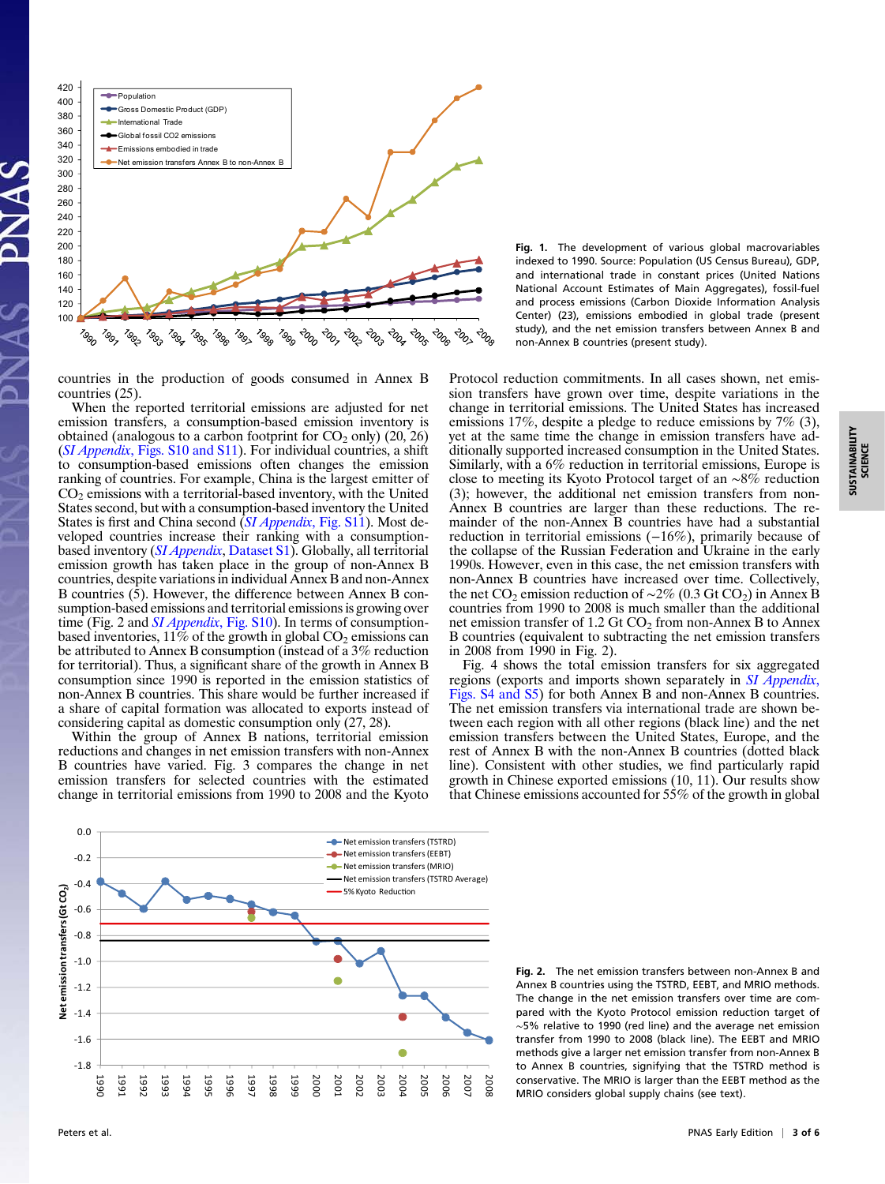Fig. 1. The development of various global macrovariables indexed to 1990. Source: Population (US Census Bureau), GDP, and international trade in constant prices (United Nations National Account Estimates of Main Aggregates), fossil-fuel and process emissions (Carbon Dioxide Information Analysis Center) (23), emissions embodied in global trade (present study), and the net emission transfers between Annex B and non-Annex B countries (present study).

countries in the production of goods consumed in Annex B countries (25).

When the reported territorial emissions are adjusted for net emission transfers, a consumption-based emission inventory is obtained (analogous to a carbon footprint for $CO_2$ only) (20, 26) (*SI Appendix*, Figs. S10 and S11). For individual countries, a shift to consumption-based emissions often changes the emission ranking of countries. For example, China is the largest emitter of $CO_2$ emissions with a territorial-based inventory, with the United States second, but with a consumption-based inventory the United States is first and China second (*SI Appendix*, Fig. S11). Most developed countries increase their ranking with a consumption-based inventory (*SI Appendix*, Dataset S1). Globally, all territorial emission growth has taken place in the group of non-Annex B countries, despite variations in individual Annex B and non-Annex B countries (5). However, the difference between Annex B consumption-based emissions and territorial emissions is growing over time (Fig. 2 and *SI Appendix*, Fig. S10). In terms of consumption-based inventories, 11% of the growth in global $CO_2$ emissions can be attributed to Annex B consumption (instead of a 3% reduction for territorial). Thus, a significant share of the growth in Annex B consumption since 1990 is reported in the emission statistics of non-Annex B countries. This share would be further increased if a share of capital formation was allocated to exports instead of considering capital as domestic consumption only (27, 28).

Within the group of Annex B nations, territorial emission reductions and changes in net emission transfers with non-Annex B countries have varied. Fig. 3 compares the change in net emission transfers for selected countries with the estimated change in territorial emissions from 1990 to 2008 and the Kyoto Protocol reduction commitments. In all cases shown, net emission transfers have grown over time, despite variations in the change in territorial emissions. The United States has increased emissions 17%, despite a pledge to reduce emissions by 7% (3), yet at the same time the change in emission transfers have additionally supported increased consumption in the United States. Similarly, with a 6% reduction in territorial emissions, Europe is close to meeting its Kyoto Protocol target of an ~8% reduction (3); however, the additional net emission transfers from non-Annex B countries are larger than these reductions. The remainder of the non-Annex B countries have had a substantial reduction in territorial emissions (−16%), primarily because of the collapse of the Russian Federation and Ukraine in the early 1990s. However, even in this case, the net emission transfers with non-Annex B countries have increased over time. Collectively, the net $CO_2$ emission reduction of ~2% (0.3 Gt $CO_2$) in Annex B countries from 1990 to 2008 is much smaller than the additional net emission transfer of 1.2 Gt $CO_2$ from non-Annex B to Annex B countries (equivalent to subtracting the net emission transfers in 2008 from 1990 in Fig. 2).

Fig. 4 shows the total emission transfers for six aggregated regions (exports and imports shown separately in *SI Appendix*, Figs. S4 and S5) for both Annex B and non-Annex B countries. The net emission transfers via international trade are shown between each region with all other regions (black line) and the net emission transfers between the United States, Europe, and the rest of Annex B with the non-Annex B countries (dotted black line). Consistent with other studies, we find particularly rapid growth in Chinese exported emissions (10, 11). Our results show that Chinese emissions accounted for 55% of the growth in global

Fig. 2. The net emission transfers between non-Annex B and Annex B countries using the TSTRD, EEBT, and MRIO methods. The change in the net emission transfers over time are compared with the Kyoto Protocol emission reduction target of ~5% relative to 1990 (red line) and the average net emission transfer from 1990 to 2008 (black line). The EEBT and MRIO methods give a larger net emission transfer from non-Annex B to Annex B countries, signifying that the TSTRD method is conservative. The MRIO is larger than the EEBT method as the MRIO considers global supply chains (see text).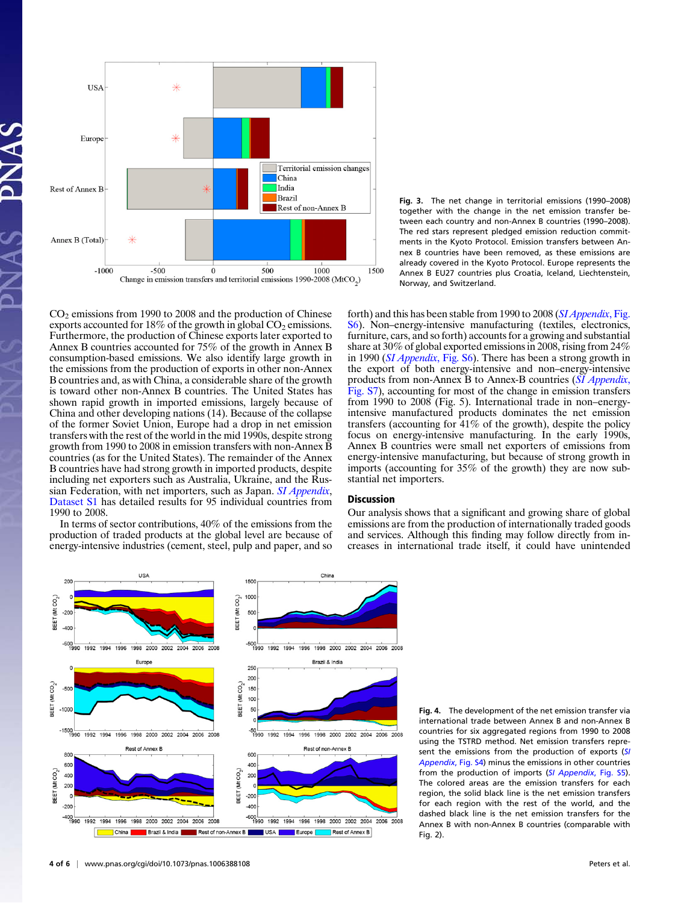Fig. 3. The net change in territorial emissions (1990–2008) together with the change in the net emission transfer between each country and non-Annex B countries (1990–2008). The red stars represent pledged emission reduction commitments in the Kyoto Protocol. Emission transfers between Annex B countries have been removed, as these emissions are already covered in the Kyoto Protocol. Europe represents the Annex B EU27 countries plus Croatia, Iceland, Liechtenstein, Norway, and Switzerland.

$CO_2$ emissions from 1990 to 2008 and the production of Chinese exports accounted for 18% of the growth in global $CO_2$ emissions. Furthermore, the production of Chinese exports later exported to Annex B countries accounted for 75% of the growth in Annex B consumption-based emissions. We also identify large growth in the emissions from the production of exports in other non-Annex B countries and, as with China, a considerable share of the growth is toward other non-Annex B countries. The United States has shown rapid growth in imported emissions, largely because of China and other developing nations (14). Because of the collapse of the former Soviet Union, Europe had a drop in net emission transfers with the rest of the world in the mid 1990s, despite strong growth from 1990 to 2008 in emission transfers with non-Annex B countries (as for the United States). The remainder of the Annex B countries have had strong growth in imported products, despite including net exporters such as Australia, Ukraine, and the Russian Federation, with net importers, such as Japan. *SI Appendix*, Dataset S1 has detailed results for 95 individual countries from 1990 to 2008.

In terms of sector contributions, 40% of the emissions from the production of traded products at the global level are because of energy-intensive industries (cement, steel, pulp and paper, and so forth) and this has been stable from 1990 to 2008 (*SI Appendix*, Fig. S6). Non–energy-intensive manufacturing (textiles, electronics, furniture, cars, and so forth) accounts for a growing and substantial share at 30% of global exported emissions in 2008, rising from 24% in 1990 (*SI Appendix*, Fig. S6). There has been a strong growth in the export of both energy-intensive and non–energy-intensive products from non-Annex B to Annex-B countries (*SI Appendix*, Fig. S7), accounting for most of the change in emission transfers from 1990 to 2008 (Fig. 5). International trade in non–energy-intensive manufactured products dominates the net emission transfers (accounting for 41% of the growth), despite the policy focus on energy-intensive manufacturing. In the early 1990s, Annex B countries were small net exporters of emissions from energy-intensive manufacturing, but because of strong growth in imports (accounting for 35% of the growth) they are now substantial net importers.

## Discussion

Our analysis shows that a significant and growing share of global emissions are from the production of internationally traded goods and services. Although this finding may follow directly from increases in international trade itself, it could have unintended

Fig. 4. The development of the net emission transfer via international trade between Annex B and non-Annex B countries for six aggregated regions from 1990 to 2008 using the TSTRD method. Net emission transfers represent the emissions from the production of exports (*SI Appendix*, Fig. S4) minus the emissions in other countries from the production of imports (*SI Appendix*, Fig. S5). The colored areas are the emission transfers for each region, the solid black line is the net emission transfers for each region with the rest of the world, and the dashed black line is the net emission transfers for the Annex B with non-Annex B countries (comparable with Fig. 2).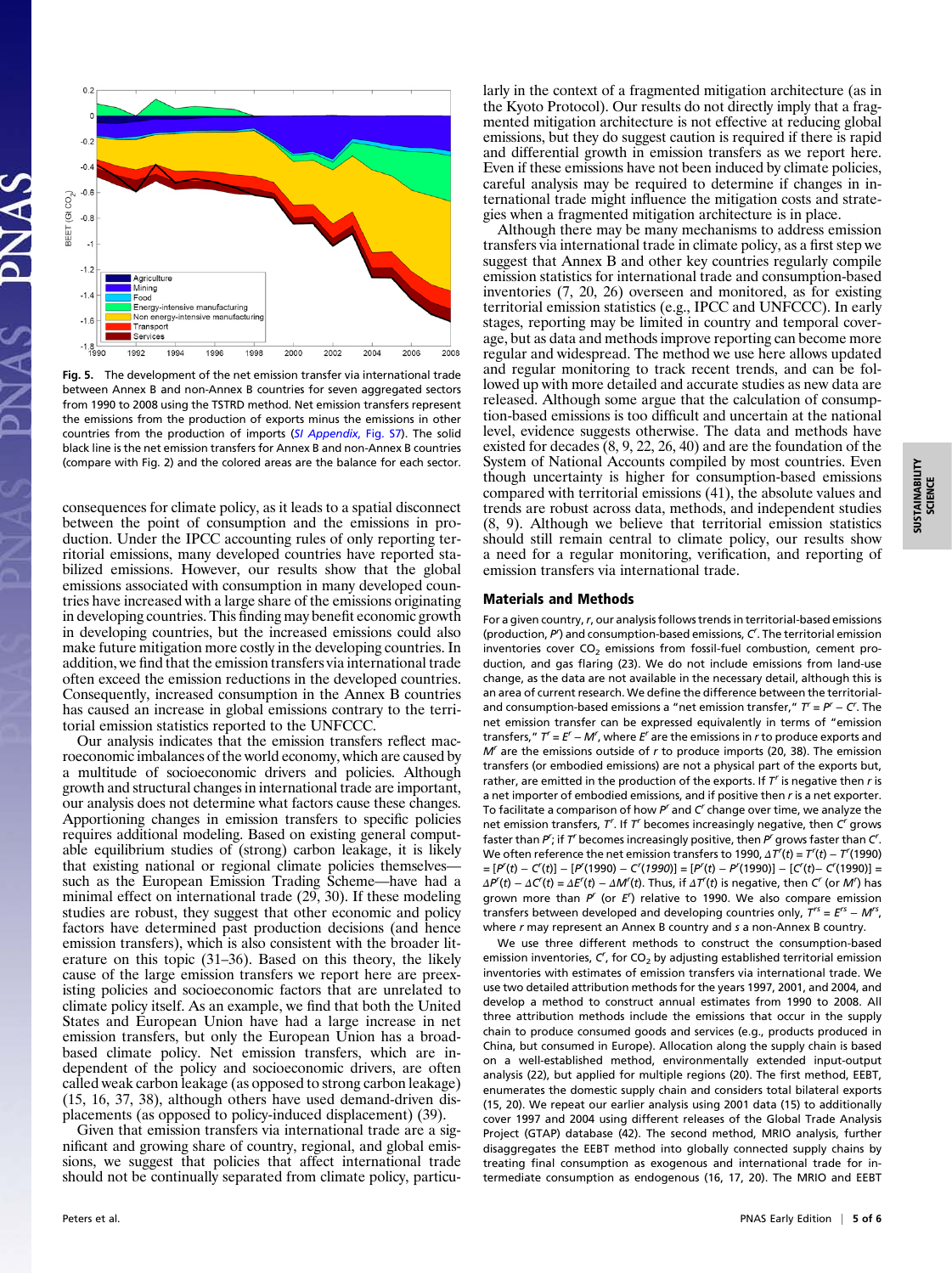0.2
0
-0.2
-0.4
-0.6
-0.8
-1
-1.2
-1.4
-1.6
-1.8
BEET (Gt $CO_2$)
1990 1992 1994 1996 1998 2000 2002 2004 2006 2008
Agriculture
Mining
Food
Energy-intensive manufacturing
Non energy-intensive manufacturing
Transport
Services

**Fig. 5.** The development of the net emission transfer via international trade between Annex B and non-Annex B countries for seven aggregated sectors from 1990 to 2008 using the TSTRD method. Net emission transfers represent the emissions from the production of exports minus the emissions in other countries from the production of imports (*SI Appendix*, Fig. S7). The solid black line is the net emission transfers for Annex B and non-Annex B countries (compare with Fig. 2) and the colored areas are the balance for each sector.

consequences for climate policy, as it leads to a spatial disconnect between the point of consumption and the emissions in production. Under the IPCC accounting rules of only reporting territorial emissions, many developed countries have reported stabilized emissions. However, our results show that the global emissions associated with consumption in many developed countries have increased with a large share of the emissions originating in developing countries. This finding may benefit economic growth in developing countries, but the increased emissions could also make future mitigation more costly in the developing countries. In addition, we find that the emission transfers via international trade often exceed the emission reductions in the developed countries. Consequently, increased consumption in the Annex B countries has caused an increase in global emissions contrary to the territorial emission statistics reported to the UNFCCC.

Our analysis indicates that the emission transfers reflect macroeconomic imbalances of the world economy, which are caused by a multitude of socioeconomic drivers and policies. Although growth and structural changes in international trade are important, our analysis does not determine what factors cause these changes. Apportioning changes in emission transfers to specific policies requires additional modeling. Based on existing general computable equilibrium studies of (strong) carbon leakage, it is likely that existing national or regional climate policies themselves—such as the European Emission Trading Scheme—have had a minimal effect on international trade (29, 30). If these modeling studies are robust, they suggest that other economic and policy factors have determined past production decisions (and hence emission transfers), which is also consistent with the broader literature on this topic (31–36). Based on this theory, the likely cause of the large emission transfers we report here are preexisting policies and socioeconomic factors that are unrelated to climate policy itself. As an example, we find that both the United States and European Union have had a large increase in net emission transfers, but only the European Union has a broad-based climate policy. Net emission transfers, which are independent of the policy and socioeconomic drivers, are often called weak carbon leakage (as opposed to strong carbon leakage) (15, 16, 37, 38), although others have used demand-driven displacements (as opposed to policy-induced displacement) (39).

Given that emission transfers via international trade are a significant and growing share of country, regional, and global emissions, we suggest that policies that affect international trade should not be continually separated from climate policy, particularly in the context of a fragmented mitigation architecture (as in the Kyoto Protocol). Our results do not directly imply that a fragmented mitigation architecture is not effective at reducing global emissions, but they do suggest caution is required if there is rapid and differential growth in emission transfers as we report here. Even if these emissions have not been induced by climate policies, careful analysis may be required to determine if changes in international trade might influence the mitigation costs and strategies when a fragmented mitigation architecture is in place.

Although there may be many mechanisms to address emission transfers via international trade in climate policy, as a first step we suggest that Annex B and other key countries regularly compile emission statistics for international trade and consumption-based inventories (7, 20, 26) overseen and monitored, as for existing territorial emission statistics (e.g., IPCC and UNFCCC). In early stages, reporting may be limited in country and temporal coverage, but as data and methods improve reporting can become more regular and widespread. The method we use here allows updated and regular monitoring to track recent trends, and can be followed up with more detailed and accurate studies as new data are released. Although some argue that the calculation of consumption-based emissions is too difficult and uncertain at the national level, evidence suggests otherwise. The data and methods have existed for decades (8, 9, 22, 26, 40) and are the foundation of the System of National Accounts compiled by most countries. Even though uncertainty is higher for consumption-based emissions compared with territorial emissions (41), the absolute values and trends are robust across data, methods, and independent studies (8, 9). Although we believe that territorial emission statistics should still remain central to climate policy, our results show a need for a regular monitoring, verification, and reporting of emission transfers via international trade.

## Materials and Methods

For a given country, $r$, our analysis follows trends in territorial-based emissions (production, $P^r$) and consumption-based emissions, $C^r$. The territorial emission inventories cover $CO_2$ emissions from fossil-fuel combustion, cement production, and gas flaring (23). We do not include emissions from land-use change, as the data are not available in the necessary detail, although this is an area of current research. We define the difference between the territorial- and consumption-based emissions a "net emission transfer," $T^r = P^r - C^r$. The net emission transfer can be expressed equivalently in terms of "emission transfers," $T^r = E^r - M^r$, where $E^r$ are the emissions in $r$ to produce exports and $M^r$ are the emissions outside of $r$ to produce imports (20, 38). The emission transfers (or embodied emissions) are not a physical part of the exports but, rather, are emitted in the production of the exports. If $T^r$ is negative then $r$ is a net importer of embodied emissions, and if positive then $r$ is a net exporter. To facilitate a comparison of how $P^r$ and $C^r$ change over time, we analyze the net emission transfers, $T^r$. If $T^r$ becomes increasingly negative, then $C^r$ grows faster than $P^r$; if $T^r$ becomes increasingly positive, then $P^r$ grows faster than $C^r$. We often reference the net emission transfers to 1990, $\Delta T^r(t) = T^r(t) - T^r(1990) = [P^r(t) - C^r(t)] - [P^r(1990) - C^r(1990)] = [P^r(t) - P^r(1990)] - [C^r(t) - C^r(1990)] = \Delta P^r(t) - \Delta C^r(t) = \Delta E^r(t) - \Delta M^r(t)$. Thus, if $\Delta T^r(t)$ is negative, then $C^r$ (or $M^r$) has grown more than $P^r$ (or $E^r$) relative to 1990. We also compare emission transfers between developed and developing countries only, $T^{rs} = E^{rs} - M^{rs}$, where $r$ may represent an Annex B country and $s$ a non-Annex B country.

We use three different methods to construct the consumption-based emission inventories, $C^r$, for $CO_2$ by adjusting established territorial emission inventories with estimates of emission transfers via international trade. We use two detailed attribution methods for the years 1997, 2001, and 2004, and develop a method to construct annual estimates from 1990 to 2008. All three attribution methods include the emissions that occur in the supply chain to produce consumed goods and services (e.g., products produced in China, but consumed in Europe). Allocation along the supply chain is based on a well-established method, environmentally extended input-output analysis (22), but applied for multiple regions (20). The first method, EEBT, enumerates the domestic supply chain and considers total bilateral exports (15, 20). We repeat our earlier analysis using 2001 data (15) to additionally cover 1997 and 2004 using different releases of the Global Trade Analysis Project (GTAP) database (42). The second method, MRIO analysis, further disaggregates the EEBT method into globally connected supply chains by treating final consumption as exogenous and international trade for intermediate consumption as endogenous (16, 17, 20). The MRIO and EEBT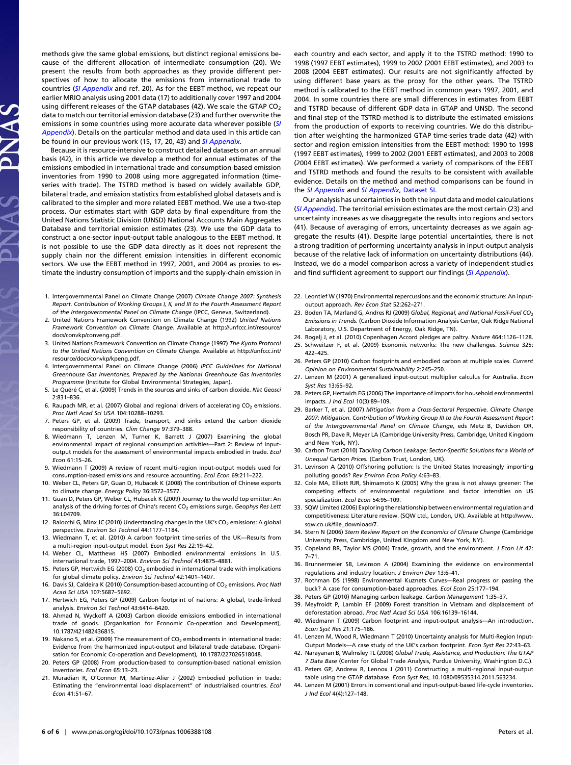methods give the same global emissions, but distinct regional emissions because of the different allocation of intermediate consumption (20). We present the results from both approaches as they provide different perspectives of how to allocate the emissions from international trade to countries (*SI Appendix* and ref. 20). As for the EEBT method, we repeat our earlier MRIO analysis using 2001 data (17) to additionally cover 1997 and 2004 using different releases of the GTAP databases (42). We scale the GTAP $CO_2$ data to match our territorial emission database (23) and further overwrite the emissions in some countries using more accurate data wherever possible (*SI Appendix*). Details on the particular method and data used in this article can be found in our previous work (15, 17, 20, 43) and *SI Appendix*.

Because it is resource-intensive to construct detailed datasets on an annual basis (42), in this article we develop a method for annual estimates of the emissions embodied in international trade and consumption-based emission inventories from 1990 to 2008 using more aggregated information (time-series with trade). The TSTRD method is based on widely available GDP, bilateral trade, and emission statistics from established global datasets and is calibrated to the simpler and more related EEBT method. We use a two-step process. Our estimates start with GDP data by final expenditure from the United Nations Statistic Division (UNSD) National Accounts Main Aggregates Database and territorial emission estimates (23). We use the GDP data to construct a one-sector input-output table analogous to the EEBT method. It is not possible to use the GDP data directly as it does not represent the supply chain nor the different emission intensities in different economic sectors. We use the EEBT method in 1997, 2001, and 2004 as proxies to estimate the industry consumption of imports and the supply-chain emission in each country and each sector, and apply it to the TSTRD method: 1990 to 1998 (1997 EEBT estimates), 1999 to 2002 (2001 EEBT estimates), and 2003 to 2008 (2004 EEBT estimates). Our results are not significantly affected by using different base years as the proxy for the other years. The TSTRD method is calibrated to the EEBT method in common years 1997, 2001, and 2004. In some countries there are small differences in estimates from EEBT and TSTRD because of different GDP data in GTAP and UNSD. The second and final step of the TSTRD method is to distribute the estimated emissions from the production of exports to receiving countries. We do this distribution after weighting the harmonized GTAP time-series trade data (42) with sector and region emission intensities from the EEBT method: 1990 to 1998 (1997 EEBT estimates), 1999 to 2002 (2001 EEBT estimates), and 2003 to 2008 (2004 EEBT estimates). We performed a variety of comparisons of the EEBT and TSTRD methods and found the results to be consistent with available evidence. Details on the method and method comparisons can be found in the *SI Appendix* and *SI Appendix*, Dataset SI.

Our analysis has uncertainties in both the input data and model calculations (*SI Appendix*). The territorial emission estimates are the most certain (23) and uncertainty increases as we disaggregate the results into regions and sectors (41). Because of averaging of errors, uncertainty decreases as we again aggregate the results (41). Despite large potential uncertainties, there is not a strong tradition of performing uncertainty analysis in input-output analysis because of the relative lack of information on uncertainty distributions (44). Instead, we do a model comparison across a variety of independent studies and find sufficient agreement to support our findings (*SI Appendix*).

1. Intergovernmental Panel on Climate Change (2007) *Climate Change 2007: Synthesis Report. Contribution of Working Groups I, II, and III to the Fourth Assessment Report of the Intergovernmental Panel on Climate Change* (IPCC, Geneva, Switzerland).
2. United Nations Framework Convention on Climate Change (1992) *United Nations Framework Convention on Climate Change.* Available at http://unfccc.int/resource/docs/convkp/conveng.pdf.
3. United Nations Framework Convention on Climate Change (1997) *The Kyoto Protocol to the United Nations Convention on Climate Change.* Available at http://unfccc.int/resource/docs/convkp/kpeng.pdf.
4. Intergovernmental Panel on Climate Change (2006) *IPCC Guidelines for National Greenhouse Gas Inventories, Prepared by the National Greenhouse Gas Inventories Programme* (Institute for Global Environmental Strategies, Japan).
5. Le Quéré C, et al. (2009) Trends in the sources and sinks of carbon dioxide. *Nat Geosci* 2:831–836.
6. Raupach MR, et al. (2007) Global and regional drivers of accelerating $CO_2$ emissions. *Proc Natl Acad Sci USA* 104:10288–10293.
7. Peters GP, et al. (2009) Trade, transport, and sinks extend the carbon dioxide responsibility of countries. *Clim Change* 97:379–388.
8. Wiedmann T, Lenzen M, Turner K, Barrett J (2007) Examining the global environmental impact of regional consumption activities—Part 2: Review of input-output models for the assessment of environmental impacts embodied in trade. *Ecol Econ* 61:15–26.
9. Wiedmann T (2009) A review of recent multi-region input-output models used for consumption-based emission and resource accounting. *Ecol Econ* 69:211–222.
10. Weber CL, Peters GP, Guan D, Hubacek K (2008) The contribution of Chinese exports to climate change. *Energy Policy* 36:3572–3577.
11. Guan D, Peters GP, Weber CL, Hubacek K (2009) Journey to the world top emitter: An analysis of the driving forces of China's recent $CO_2$ emissions surge. *Geophys Res Lett* 36:L04709.
12. Baiocchi G, Minx JC (2010) Understanding changes in the UK's $CO_2$ emissions: A global perspective. *Environ Sci Technol* 44:1177–1184.
13. Wiedmann T, et al. (2010) A carbon footprint time-series of the UK—Results from a multi-region input-output model. *Econ Syst Res* 22:19–42.
14. Weber CL, Matthews HS (2007) Embodied environmental emissions in U.S. international trade, 1997–2004. *Environ Sci Technol* 41:4875–4881.
15. Peters GP, Hertwich EG (2008) $CO_2$ embodied in international trade with implications for global climate policy. *Environ Sci Technol* 42:1401–1407.
16. Davis SJ, Caldeira K (2010) Consumption-based accounting of $CO_2$ emissions. *Proc Natl Acad Sci USA* 107:5687–5692.
17. Hertwich EG, Peters GP (2009) Carbon footprint of nations: A global, trade-linked analysis. *Environ Sci Technol* 43:6414–6420.
18. Ahmad N, Wyckoff A (2003) Carbon dioxide emissions embodied in international trade of goods. (Organisation for Economic Co-operation and Development), 10.1787/421482436815.
19. Nakano S, et al. (2009) The measurement of $CO_2$ embodiments in international trade: Evidence from the harmonized input-output and bilateral trade database. (Organisation for Economic Co-operation and Development), 10.1787/227026518048.
20. Peters GP (2008) From production-based to consumption-based national emission inventories. *Ecol Econ* 65:13–23.
21. Muradian R, O'Connor M, Martinez-Alier J (2002) Embodied pollution in trade: Estimating the "environmental load displacement" of industrialised countries. *Ecol Econ* 41:51–67.
22. Leontief W (1970) Environmental repercussions and the economic structure: An input-output approach. *Rev Econ Stat* 52:262–271.
23. Boden TA, Marland G, Andres RJ (2009) *Global, Regional, and National Fossil-Fuel $CO_2$ Emissions in Trends.* (Carbon Dioxide Information Analysis Center, Oak Ridge National Laboratory, U.S. Department of Energy, Oak Ridge, TN).
24. Rogelj J, et al. (2010) Copenhagen Accord pledges are paltry. *Nature* 464:1126–1128.
25. Schweitzer F, et al. (2009) Economic networks: The new challenges. *Science* 325: 422–425.
26. Peters GP (2010) Carbon footprints and embodied carbon at multiple scales. *Current Opinion on Environmental Sustainability* 2:245–250.
27. Lenzen M (2001) A generalized input-output multiplier calculus for Australia. *Econ Syst Res* 13:65–92.
28. Peters GP, Hertwich EG (2006) The importance of imports for household environmental impacts. *J Ind Ecol* 10(3):89–109.
29. Barker T, et al. (2007) *Mitigation from a Cross-Sectoral Perspective. Climate Change 2007: Mitigation. Contribution of Working Group III to the Fourth Assessment Report of the Intergovernmental Panel on Climate Change*, eds Metz B, Davidson OR, Bosch PR, Dave R, Meyer LA (Cambridge University Press, Cambridge, United Kingdom and New York, NY).
30. Carbon Trust (2010) *Tackling Carbon Leakage: Sector-Specific Solutions for a World of Unequal Carbon Prices.* (Carbon Trust, London, UK).
31. Levinson A (2010) Offshoring pollution: Is the United States increasingly importing polluting goods? *Rev Environ Econ Policy* 4:63–83.
32. Cole MA, Elliott RJR, Shimamoto K (2005) Why the grass is not always greener: The competing effects of environmental regulations and factor intensities on US specialization. *Ecol Econ* 54:95–109.
33. SQW Limited (2006) Exploring the relationship between environmental regulation and competitiveness: Literature review. (SQW Ltd., London, UK). Available at http://www.sqw.co.uk/file_download/7.
34. Stern N (2006) *Stern Review Report on the Economics of Climate Change* (Cambridge University Press, Cambridge, United Kingdom and New York, NY).
35. Copeland BR, Taylor MS (2004) Trade, growth, and the environment. *J Econ Lit* 42: 7–71.
36. Brunnermeier SB, Levinson A (2004) Examining the evidence on environmental regulations and industry location. *J Environ Dev* 13:6–41.
37. Rothman DS (1998) Environmental Kuznets Curves—Real progress or passing the buck? A case for consumption-based approaches. *Ecol Econ* 25:177–194.
38. Peters GP (2010) Managing carbon leakage. *Carbon Management* 1:35–37.
39. Meyfroidt P, Lambin EF (2009) Forest transition in Vietnam and displacement of deforestation abroad. *Proc Natl Acad Sci USA* 106:16139–16144.
40. Wiedmann T (2009) Carbon footprint and input-output analysis—An introduction. *Econ Syst Res* 21:175–186.
41. Lenzen M, Wood R, Wiedmann T (2010) Uncertainty analysis for Multi-Region Input-Output Models—A case study of the UK's carbon footprint. *Econ Syst Res* 22:43–63.
42. Narayanan B, Walmsley TL (2008) *Global Trade, Assistance, and Production: The GTAP 7 Data Base* (Center for Global Trade Analysis, Purdue University, Washington D.C.).
43. Peters GP, Andrew R, Lennox J (2011) Constructing a multi-regional input-output table using the GTAP database. *Econ Syst Res*, 10.1080/09535314.2011.563234.
44. Lenzen M (2001) Errors in conventional and input-output-based life-cycle inventories. *J Ind Ecol* 4(4):127–148.